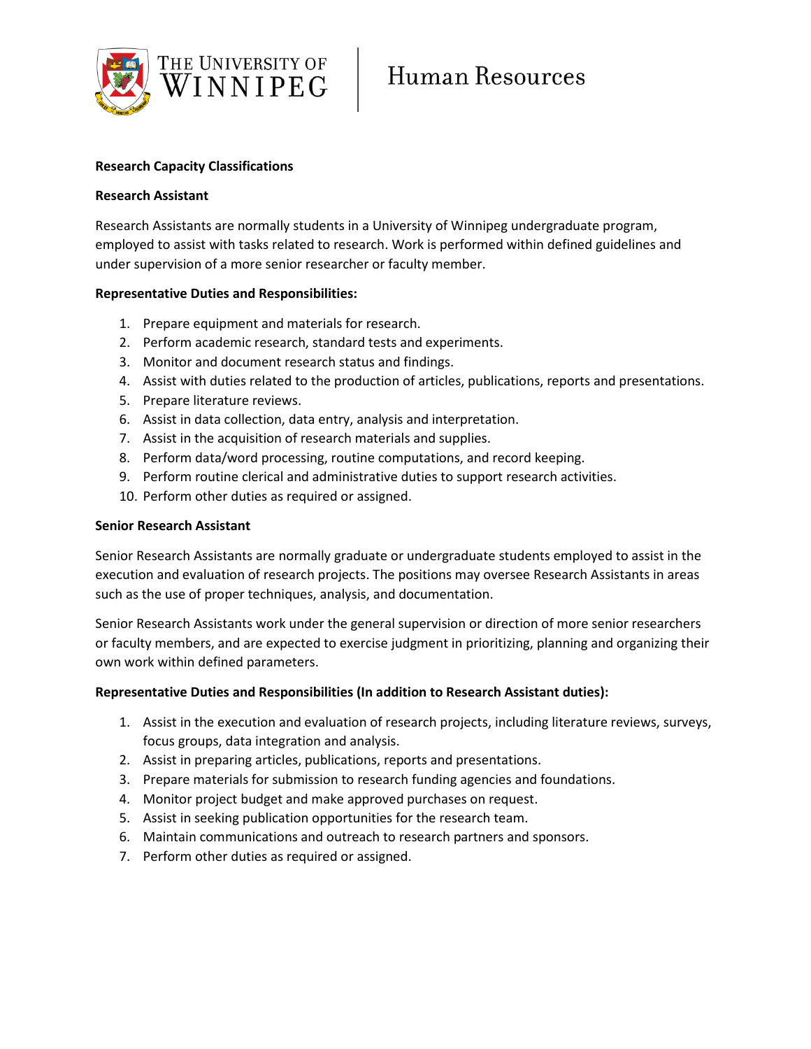# Research Capacity Classifications

## Research Assistant

Research Assistants are normally students in a University of Winnipeg undergraduate program, employed to assist with tasks related to research. Work is performed within defined guidelines and under supervision of a more senior researcher or faculty member.

**Representative Duties and Responsibilities:**

1. Prepare equipment and materials for research.
2. Perform academic research, standard tests and experiments.
3. Monitor and document research status and findings.
4. Assist with duties related to the production of articles, publications, reports and presentations.
5. Prepare literature reviews.
6. Assist in data collection, data entry, analysis and interpretation.
7. Assist in the acquisition of research materials and supplies.
8. Perform data/word processing, routine computations, and record keeping.
9. Perform routine clerical and administrative duties to support research activities.
10. Perform other duties as required or assigned.

## Senior Research Assistant

Senior Research Assistants are normally graduate or undergraduate students employed to assist in the execution and evaluation of research projects. The positions may oversee Research Assistants in areas such as the use of proper techniques, analysis, and documentation.

Senior Research Assistants work under the general supervision or direction of more senior researchers or faculty members, and are expected to exercise judgment in prioritizing, planning and organizing their own work within defined parameters.

**Representative Duties and Responsibilities (In addition to Research Assistant duties):**

1. Assist in the execution and evaluation of research projects, including literature reviews, surveys, focus groups, data integration and analysis.
2. Assist in preparing articles, publications, reports and presentations.
3. Prepare materials for submission to research funding agencies and foundations.
4. Monitor project budget and make approved purchases on request.
5. Assist in seeking publication opportunities for the research team.
6. Maintain communications and outreach to research partners and sponsors.
7. Perform other duties as required or assigned.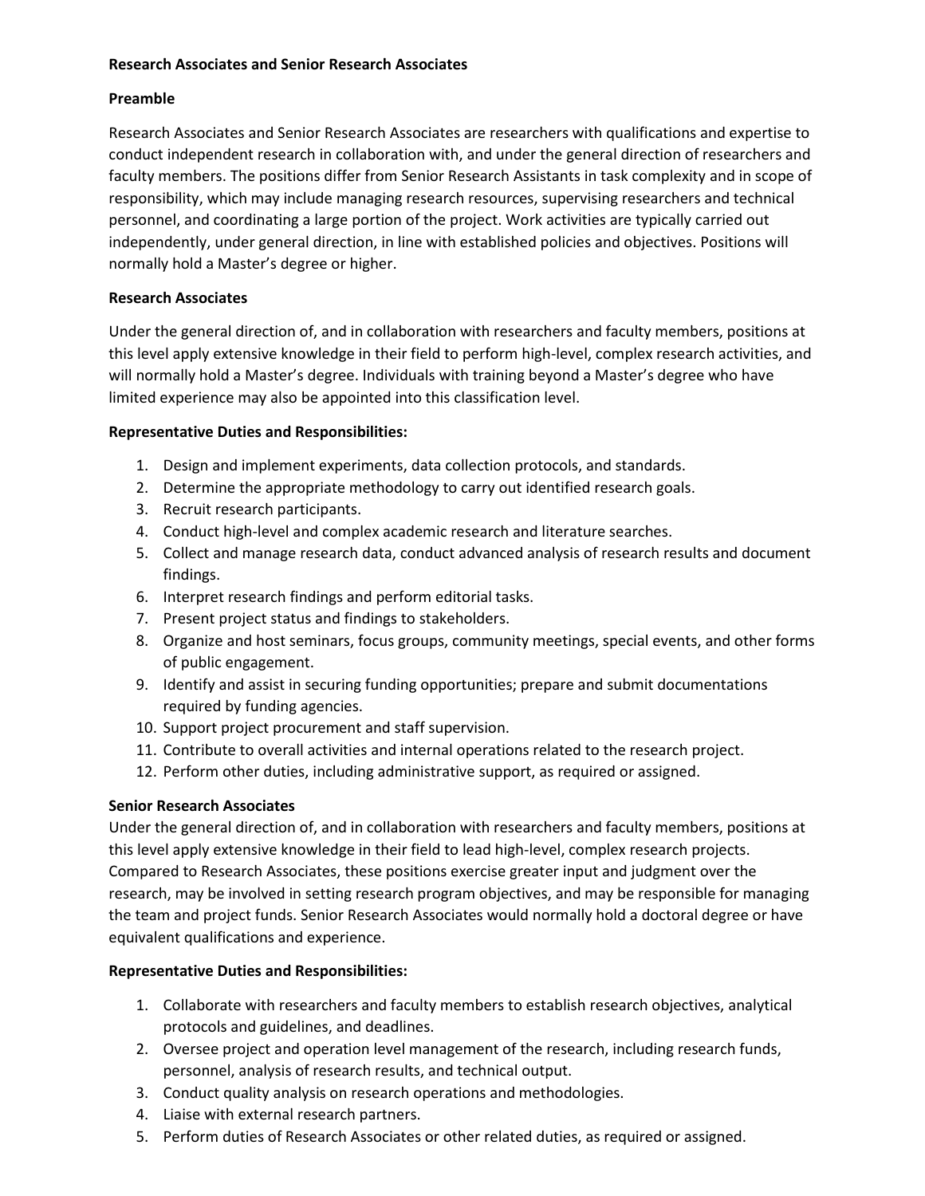# Research Associates and Senior Research Associates

## Preamble

Research Associates and Senior Research Associates are researchers with qualifications and expertise to conduct independent research in collaboration with, and under the general direction of researchers and faculty members. The positions differ from Senior Research Assistants in task complexity and in scope of responsibility, which may include managing research resources, supervising researchers and technical personnel, and coordinating a large portion of the project. Work activities are typically carried out independently, under general direction, in line with established policies and objectives. Positions will normally hold a Master's degree or higher.

## Research Associates

Under the general direction of, and in collaboration with researchers and faculty members, positions at this level apply extensive knowledge in their field to perform high-level, complex research activities, and will normally hold a Master's degree. Individuals with training beyond a Master's degree who have limited experience may also be appointed into this classification level.

**Representative Duties and Responsibilities:**

1. Design and implement experiments, data collection protocols, and standards.
2. Determine the appropriate methodology to carry out identified research goals.
3. Recruit research participants.
4. Conduct high-level and complex academic research and literature searches.
5. Collect and manage research data, conduct advanced analysis of research results and document findings.
6. Interpret research findings and perform editorial tasks.
7. Present project status and findings to stakeholders.
8. Organize and host seminars, focus groups, community meetings, special events, and other forms of public engagement.
9. Identify and assist in securing funding opportunities; prepare and submit documentations required by funding agencies.
10. Support project procurement and staff supervision.
11. Contribute to overall activities and internal operations related to the research project.
12. Perform other duties, including administrative support, as required or assigned.

## Senior Research Associates

Under the general direction of, and in collaboration with researchers and faculty members, positions at this level apply extensive knowledge in their field to lead high-level, complex research projects. Compared to Research Associates, these positions exercise greater input and judgment over the research, may be involved in setting research program objectives, and may be responsible for managing the team and project funds. Senior Research Associates would normally hold a doctoral degree or have equivalent qualifications and experience.

**Representative Duties and Responsibilities:**

1. Collaborate with researchers and faculty members to establish research objectives, analytical protocols and guidelines, and deadlines.
2. Oversee project and operation level management of the research, including research funds, personnel, analysis of research results, and technical output.
3. Conduct quality analysis on research operations and methodologies.
4. Liaise with external research partners.
5. Perform duties of Research Associates or other related duties, as required or assigned.